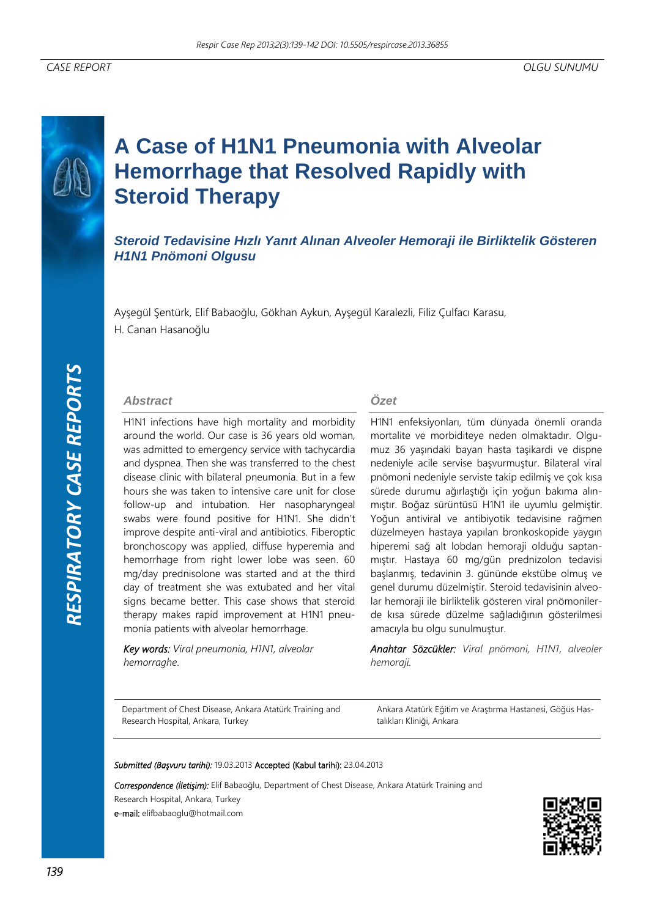CASE REPORT

OLGU SUNUMU

# A Case of H1N1 Pneumonia with Alveolar Hemorrhage that Resolved Rapidly with Steroid Therapy

## *Steroid Tedavisine Hızlı Yanıt Alınan Alveoler Hemoraji ile Birliktelik Gösteren H1N1 Pnömoni Olgusu*

Ayşegül Şentürk, Elif Babaoğlu, Gökhan Aykun, Ayşegül Karalezli, Filiz Çulfacı Karasu, H. Canan Hasanoğlu

### Abstract

H1N1 infections have high mortality and morbidity around the world. Our case is 36 years old woman, was admitted to emergency service with tachycardia and dyspnea. Then she was transferred to the chest disease clinic with bilateral pneumonia. But in a few hours she was taken to intensive care unit for close follow-up and intubation. Her nasopharyngeal swabs were found positive for H1N1. She didn't improve despite anti-viral and antibiotics. Fiberoptic bronchoscopy was applied, diffuse hyperemia and hemorrhage from right lower lobe was seen. 60 mg/day prednisolone was started and at the third day of treatment she was extubated and her vital signs became better. This case shows that steroid therapy makes rapid improvement at H1N1 pneumonia patients with alveolar hemorrhage.

*Key words: Viral pneumonia, H1N1, alveolar hemorraghe.*

### Özet

H1N1 enfeksiyonları, tüm dünyada önemli oranda mortalite ve morbiditeye neden olmaktadır. Olgumuz 36 yaşındaki bayan hasta taşikardi ve dispne nedeniyle acile servise başvurmuştur. Bilateral viral pnömoni nedeniyle serviste takip edilmiş ve çok kısa sürede durumu ağırlaştığı için yoğun bakıma alınmıştır. Boğaz sürüntüsü H1N1 ile uyumlu gelmiştir. Yoğun antiviral ve antibiyotik tedavisine rağmen düzelmeyen hastaya yapılan bronkoskopide yaygın hiperemi sağ alt lobdan hemoraji olduğu saptanmıştır. Hastaya 60 mg/gün prednizolon tedavisi başlanmış, tedavinin 3. gününde ekstübe olmuş ve genel durumu düzelmiştir. Steroid tedavisinin alveolar hemoraji ile birliktelik gösteren viral pnömonilerde kısa sürede düzelme sağladığının gösterilmesi amacıyla bu olgu sunulmuştur.

*Anahtar Sözcükler: Viral pnömoni, H1N1, alveoler hemoraji.*

Department of Chest Disease, Ankara Atatürk Training and Research Hospital, Ankara, Turkey

Ankara Atatürk Eğitim ve Araştırma Hastanesi, Göğüs Hastalıkları Kliniği, Ankara

*Submitted (Başvuru tarihi):* 19.03.2013 Accepted (Kabul tarihi): 23.04.2013

*Correspondence (İletişim):* Elif Babaoğlu, Department of Chest Disease, Ankara Atatürk Training and Research Hospital, Ankara, Turkey

e-mail: elifbabaoglu@hotmail.com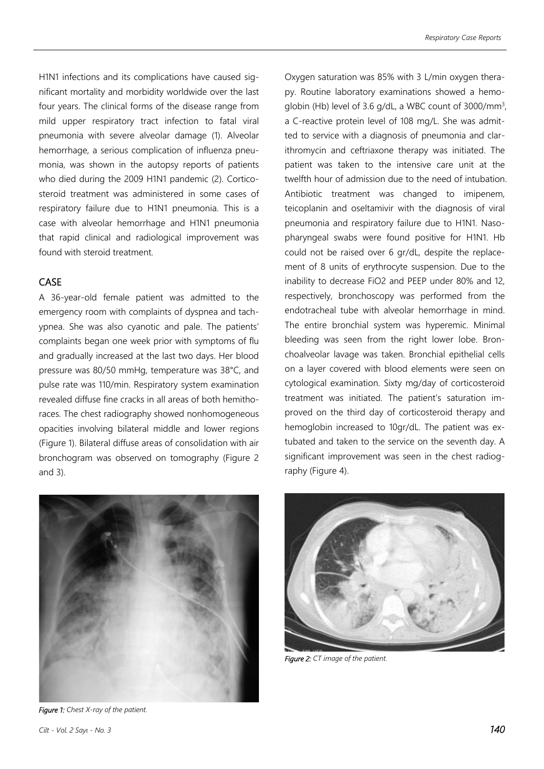H1N1 infections and its complications have caused significant mortality and morbidity worldwide over the last four years. The clinical forms of the disease range from mild upper respiratory tract infection to fatal viral pneumonia with severe alveolar damage (1). Alveolar hemorrhage, a serious complication of influenza pneumonia, was shown in the autopsy reports of patients who died during the 2009 H1N1 pandemic (2). Corticosteroid treatment was administered in some cases of respiratory failure due to H1N1 pneumonia. This is a case with alveolar hemorrhage and H1N1 pneumonia that rapid clinical and radiological improvement was found with steroid treatment.

## CASE

A 36-year-old female patient was admitted to the emergency room with complaints of dyspnea and tachypnea. She was also cyanotic and pale. The patients' complaints began one week prior with symptoms of flu and gradually increased at the last two days. Her blood pressure was 80/50 mmHg, temperature was 38°C, and pulse rate was 110/min. Respiratory system examination revealed diffuse fine cracks in all areas of both hemithoraces. The chest radiography showed nonhomogeneous opacities involving bilateral middle and lower regions (Figure 1). Bilateral diffuse areas of consolidation with air bronchogram was observed on tomography (Figure 2 and 3).

*Figure 1: Chest X-ray of the patient.*

Oxygen saturation was 85% with 3 L/min oxygen therapy. Routine laboratory examinations showed a hemoglobin (Hb) level of 3.6 g/dL, a WBC count of 3000/mm$^3$, a C-reactive protein level of 108 mg/L. She was admitted to service with a diagnosis of pneumonia and clarithromycin and ceftriaxone therapy was initiated. The patient was taken to the intensive care unit at the twelfth hour of admission due to the need of intubation. Antibiotic treatment was changed to imipenem, teicoplanin and oseltamivir with the diagnosis of viral pneumonia and respiratory failure due to H1N1. Nasopharyngeal swabs were found positive for H1N1. Hb could not be raised over 6 gr/dL, despite the replacement of 8 units of erythrocyte suspension. Due to the inability to decrease FiO2 and PEEP under 80% and 12, respectively, bronchoscopy was performed from the endotracheal tube with alveolar hemorrhage in mind. The entire bronchial system was hyperemic. Minimal bleeding was seen from the right lower lobe. Bronchoalveolar lavage was taken. Bronchial epithelial cells on a layer covered with blood elements were seen on cytological examination. Sixty mg/day of corticosteroid treatment was initiated. The patient's saturation improved on the third day of corticosteroid therapy and hemoglobin increased to 10gr/dL. The patient was extubated and taken to the service on the seventh day. A significant improvement was seen in the chest radiography (Figure 4).

*Figure 2: CT image of the patient.*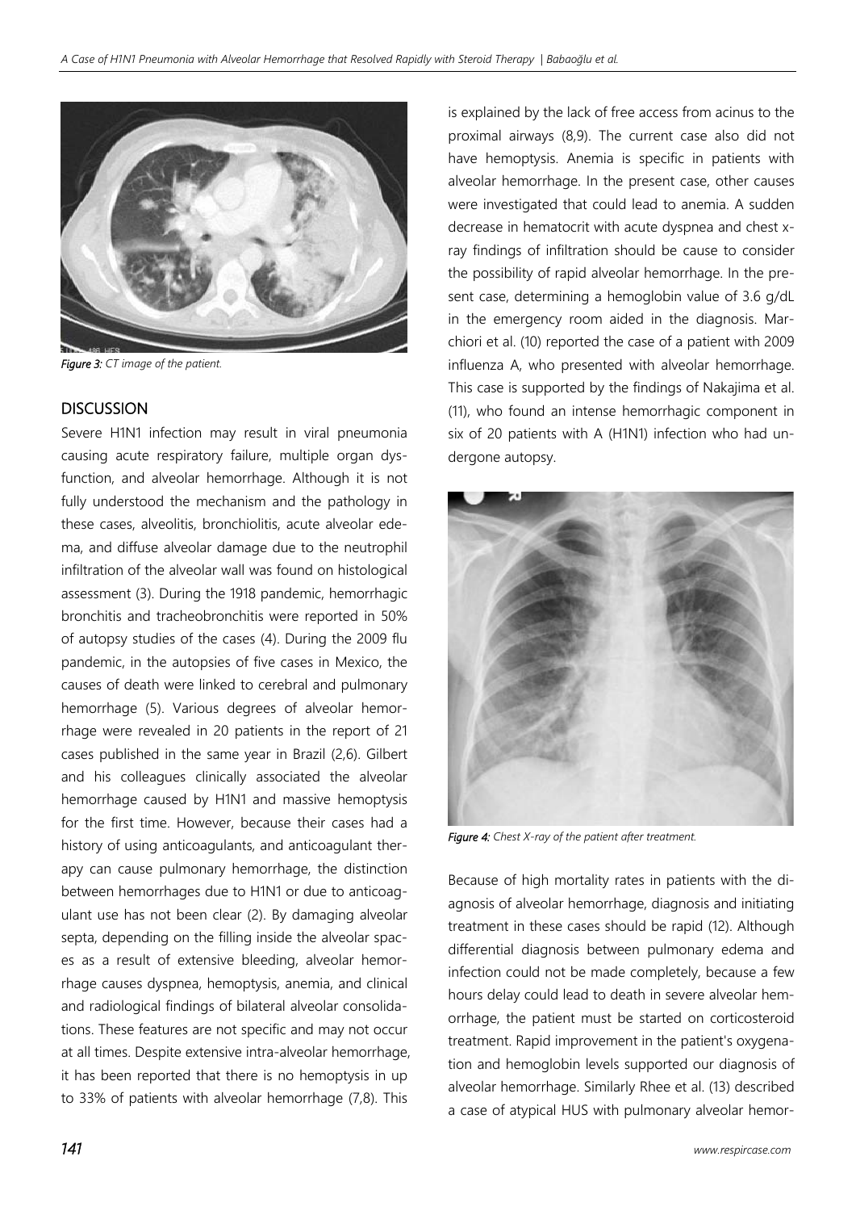*Figure 3: CT image of the patient.*

## DISCUSSION

Severe H1N1 infection may result in viral pneumonia causing acute respiratory failure, multiple organ dysfunction, and alveolar hemorrhage. Although it is not fully understood the mechanism and the pathology in these cases, alveolitis, bronchiolitis, acute alveolar edema, and diffuse alveolar damage due to the neutrophil infiltration of the alveolar wall was found on histological assessment (3). During the 1918 pandemic, hemorrhagic bronchitis and tracheobronchitis were reported in 50% of autopsy studies of the cases (4). During the 2009 flu pandemic, in the autopsies of five cases in Mexico, the causes of death were linked to cerebral and pulmonary hemorrhage (5). Various degrees of alveolar hemorrhage were revealed in 20 patients in the report of 21 cases published in the same year in Brazil (2,6). Gilbert and his colleagues clinically associated the alveolar hemorrhage caused by H1N1 and massive hemoptysis for the first time. However, because their cases had a history of using anticoagulants, and anticoagulant therapy can cause pulmonary hemorrhage, the distinction between hemorrhages due to H1N1 or due to anticoagulant use has not been clear (2). By damaging alveolar septa, depending on the filling inside the alveolar spaces as a result of extensive bleeding, alveolar hemorrhage causes dyspnea, hemoptysis, anemia, and clinical and radiological findings of bilateral alveolar consolidations. These features are not specific and may not occur at all times. Despite extensive intra-alveolar hemorrhage, it has been reported that there is no hemoptysis in up to 33% of patients with alveolar hemorrhage (7,8). This is explained by the lack of free access from acinus to the proximal airways (8,9). The current case also did not have hemoptysis. Anemia is specific in patients with alveolar hemorrhage. In the present case, other causes were investigated that could lead to anemia. A sudden decrease in hematocrit with acute dyspnea and chest x-ray findings of infiltration should be cause to consider the possibility of rapid alveolar hemorrhage. In the present case, determining a hemoglobin value of 3.6 g/dL in the emergency room aided in the diagnosis. Marchiori et al. (10) reported the case of a patient with 2009 influenza A, who presented with alveolar hemorrhage. This case is supported by the findings of Nakajima et al. (11), who found an intense hemorrhagic component in six of 20 patients with A (H1N1) infection who had undergone autopsy.

*Figure 4: Chest X-ray of the patient after treatment.*

Because of high mortality rates in patients with the diagnosis of alveolar hemorrhage, diagnosis and initiating treatment in these cases should be rapid (12). Although differential diagnosis between pulmonary edema and infection could not be made completely, because a few hours delay could lead to death in severe alveolar hemorrhage, the patient must be started on corticosteroid treatment. Rapid improvement in the patient's oxygenation and hemoglobin levels supported our diagnosis of alveolar hemorrhage. Similarly Rhee et al. (13) described a case of atypical HUS with pulmonary alveolar hemor-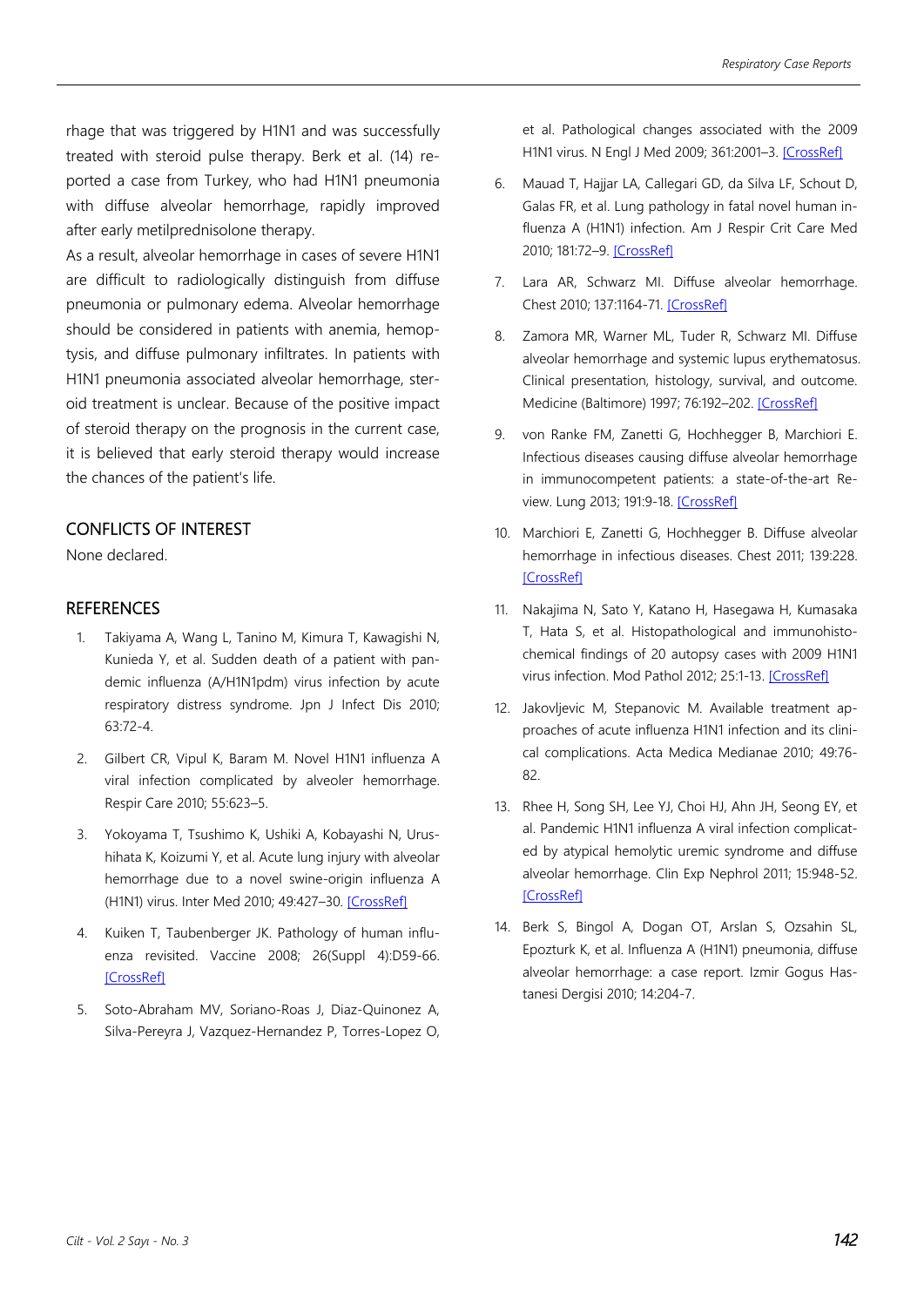rhage that was triggered by H1N1 and was successfully treated with steroid pulse therapy. Berk et al. (14) reported a case from Turkey, who had H1N1 pneumonia with diffuse alveolar hemorrhage, rapidly improved after early metilprednisolone therapy.

As a result, alveolar hemorrhage in cases of severe H1N1 are difficult to radiologically distinguish from diffuse pneumonia or pulmonary edema. Alveolar hemorrhage should be considered in patients with anemia, hemoptysis, and diffuse pulmonary infiltrates. In patients with H1N1 pneumonia associated alveolar hemorrhage, steroid treatment is unclear. Because of the positive impact of steroid therapy on the prognosis in the current case, it is believed that early steroid therapy would increase the chances of the patient's life.

## CONFLICTS OF INTEREST

None declared.

## REFERENCES

1. Takiyama A, Wang L, Tanino M, Kimura T, Kawagishi N, Kunieda Y, et al. Sudden death of a patient with pandemic influenza (A/H1N1pdm) virus infection by acute respiratory distress syndrome. Jpn J Infect Dis 2010; 63:72-4.
2. Gilbert CR, Vipul K, Baram M. Novel H1N1 influenza A viral infection complicated by alveoler hemorrhage. Respir Care 2010; 55:623–5.
3. Yokoyama T, Tsushimo K, Ushiki A, Kobayashi N, Urushihata K, Koizumi Y, et al. Acute lung injury with alveolar hemorrhage due to a novel swine-origin influenza A (H1N1) virus. Inter Med 2010; 49:427–30. [CrossRef]
4. Kuiken T, Taubenberger JK. Pathology of human influenza revisited. Vaccine 2008; 26(Suppl 4):D59-66. [CrossRef]
5. Soto-Abraham MV, Soriano-Roas J, Diaz-Quinonez A, Silva-Pereyra J, Vazquez-Hernandez P, Torres-Lopez O, et al. Pathological changes associated with the 2009 H1N1 virus. N Engl J Med 2009; 361:2001–3. [CrossRef]
6. Mauad T, Hajjar LA, Callegari GD, da Silva LF, Schout D, Galas FR, et al. Lung pathology in fatal novel human influenza A (H1N1) infection. Am J Respir Crit Care Med 2010; 181:72–9. [CrossRef]
7. Lara AR, Schwarz MI. Diffuse alveolar hemorrhage. Chest 2010; 137:1164-71. [CrossRef]
8. Zamora MR, Warner ML, Tuder R, Schwarz MI. Diffuse alveolar hemorrhage and systemic lupus erythematosus. Clinical presentation, histology, survival, and outcome. Medicine (Baltimore) 1997; 76:192–202. [CrossRef]
9. von Ranke FM, Zanetti G, Hochhegger B, Marchiori E. Infectious diseases causing diffuse alveolar hemorrhage in immunocompetent patients: a state-of-the-art Review. Lung 2013; 191:9-18. [CrossRef]
10. Marchiori E, Zanetti G, Hochhegger B. Diffuse alveolar hemorrhage in infectious diseases. Chest 2011; 139:228. [CrossRef]
11. Nakajima N, Sato Y, Katano H, Hasegawa H, Kumasaka T, Hata S, et al. Histopathological and immunohistochemical findings of 20 autopsy cases with 2009 H1N1 virus infection. Mod Pathol 2012; 25:1-13. [CrossRef]
12. Jakovljevic M, Stepanovic M. Available treatment approaches of acute influenza H1N1 infection and its clinical complications. Acta Medica Medianae 2010; 49:76-82.
13. Rhee H, Song SH, Lee YJ, Choi HJ, Ahn JH, Seong EY, et al. Pandemic H1N1 influenza A viral infection complicated by atypical hemolytic uremic syndrome and diffuse alveolar hemorrhage. Clin Exp Nephrol 2011; 15:948-52. [CrossRef]
14. Berk S, Bingol A, Dogan OT, Arslan S, Ozsahin SL, Epozturk K, et al. Influenza A (H1N1) pneumonia, diffuse alveolar hemorrhage: a case report. Izmir Gogus Hastanesi Dergisi 2010; 14:204-7.